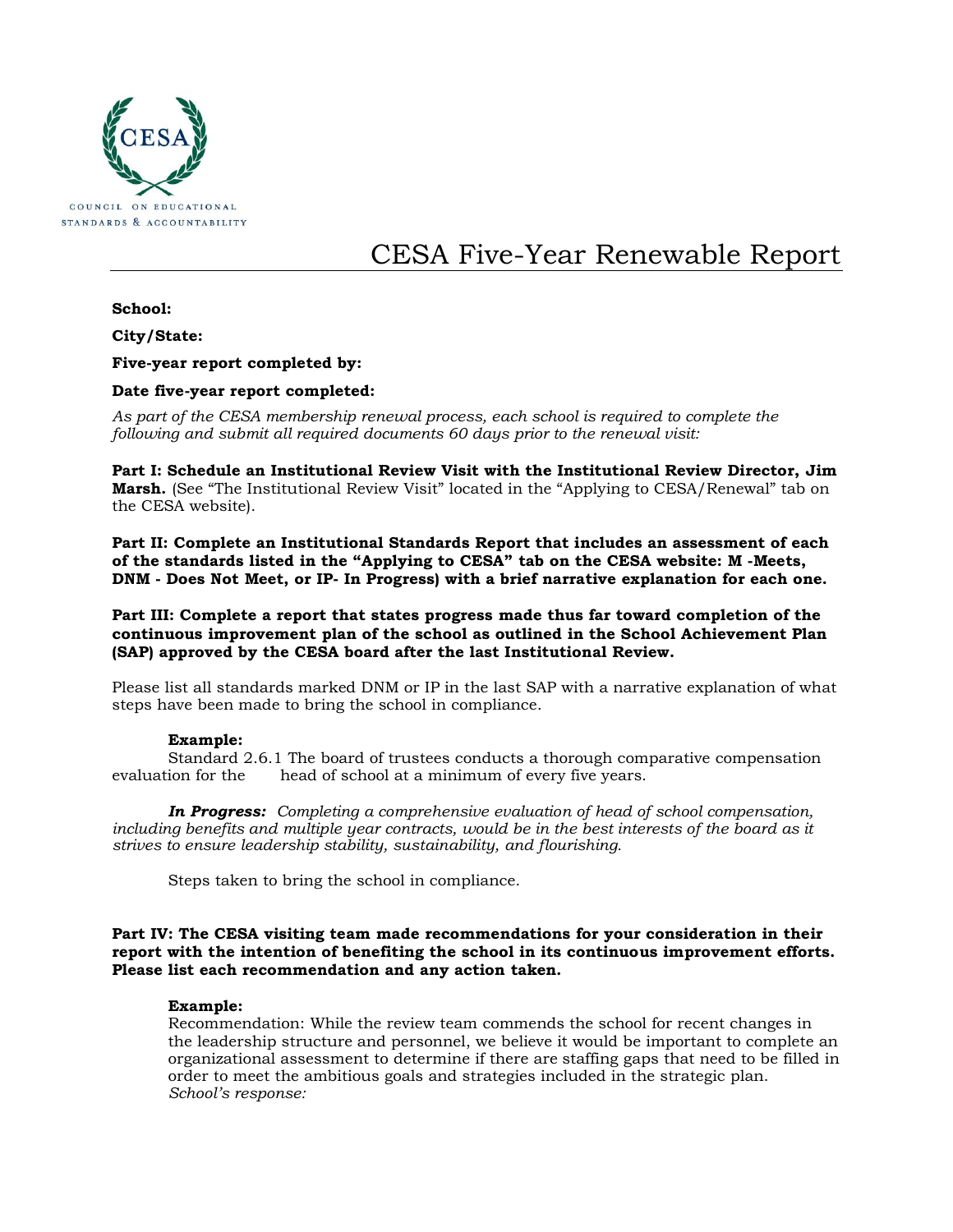COUNCIL ON EDUCATIONAL STANDARDS & ACCOUNTABILITY

# CESA Five-Year Renewable Report

**School:**

**City/State:**

**Five-year report completed by:**

**Date five-year report completed:**

*As part of the CESA membership renewal process, each school is required to complete the following and submit all required documents 60 days prior to the renewal visit:*

**Part I: Schedule an Institutional Review Visit with the Institutional Review Director, Jim Marsh.** (See "The Institutional Review Visit" located in the "Applying to CESA/Renewal" tab on the CESA website).

**Part II: Complete an Institutional Standards Report that includes an assessment of each of the standards listed in the "Applying to CESA" tab on the CESA website: M -Meets, DNM - Does Not Meet, or IP- In Progress) with a brief narrative explanation for each one.**

**Part III: Complete a report that states progress made thus far toward completion of the continuous improvement plan of the school as outlined in the School Achievement Plan (SAP) approved by the CESA board after the last Institutional Review.**

Please list all standards marked DNM or IP in the last SAP with a narrative explanation of what steps have been made to bring the school in compliance.

**Example:**

Standard 2.6.1 The board of trustees conducts a thorough comparative compensation evaluation for the head of school at a minimum of every five years.

***In Progress:*** *Completing a comprehensive evaluation of head of school compensation, including benefits and multiple year contracts, would be in the best interests of the board as it strives to ensure leadership stability, sustainability, and flourishing.*

Steps taken to bring the school in compliance.

**Part IV: The CESA visiting team made recommendations for your consideration in their report with the intention of benefiting the school in its continuous improvement efforts. Please list each recommendation and any action taken.**

**Example:**

Recommendation: While the review team commends the school for recent changes in the leadership structure and personnel, we believe it would be important to complete an organizational assessment to determine if there are staffing gaps that need to be filled in order to meet the ambitious goals and strategies included in the strategic plan.

*School's response:*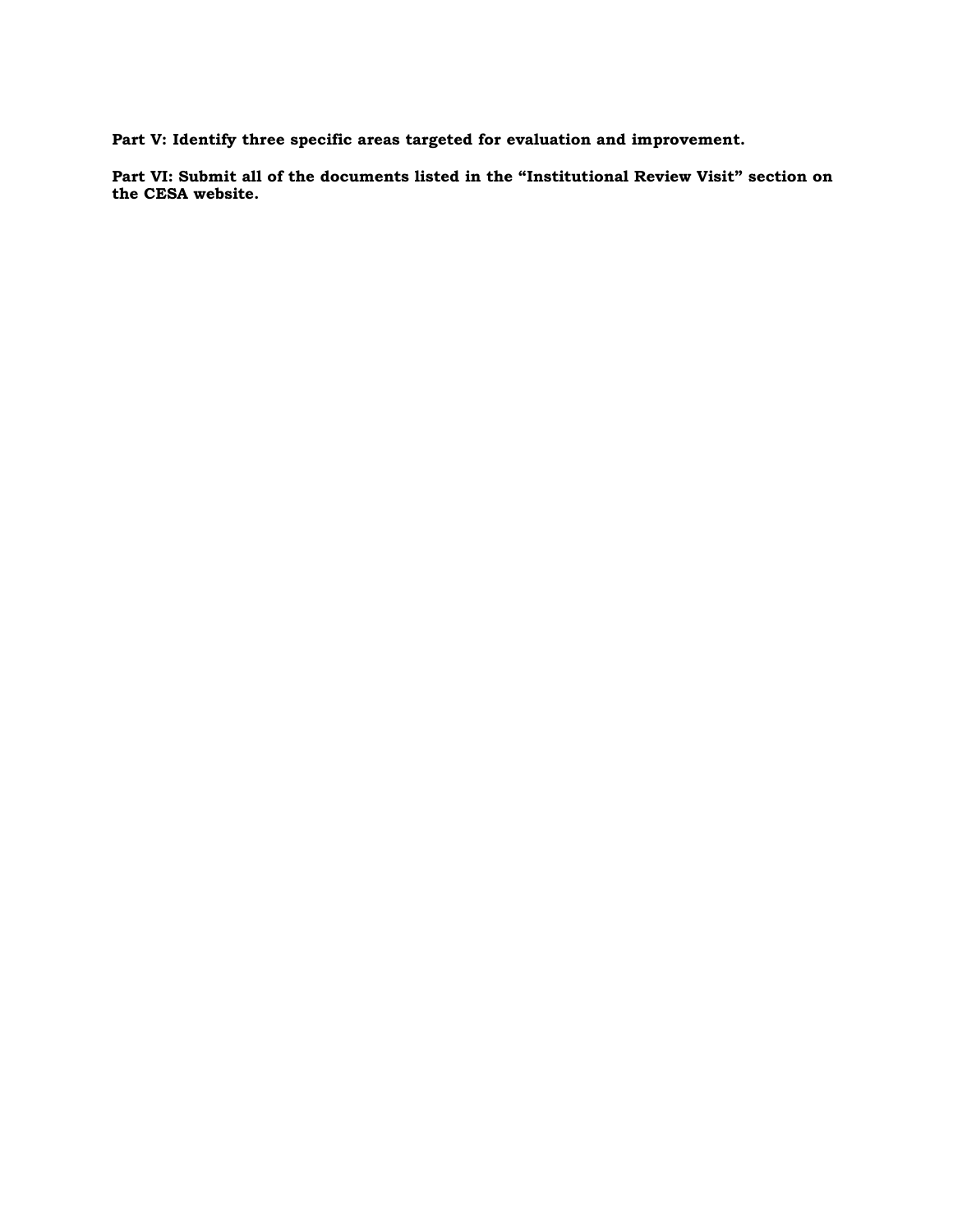**Part V: Identify three specific areas targeted for evaluation and improvement.**

**Part VI: Submit all of the documents listed in the "Institutional Review Visit" section on the CESA website.**